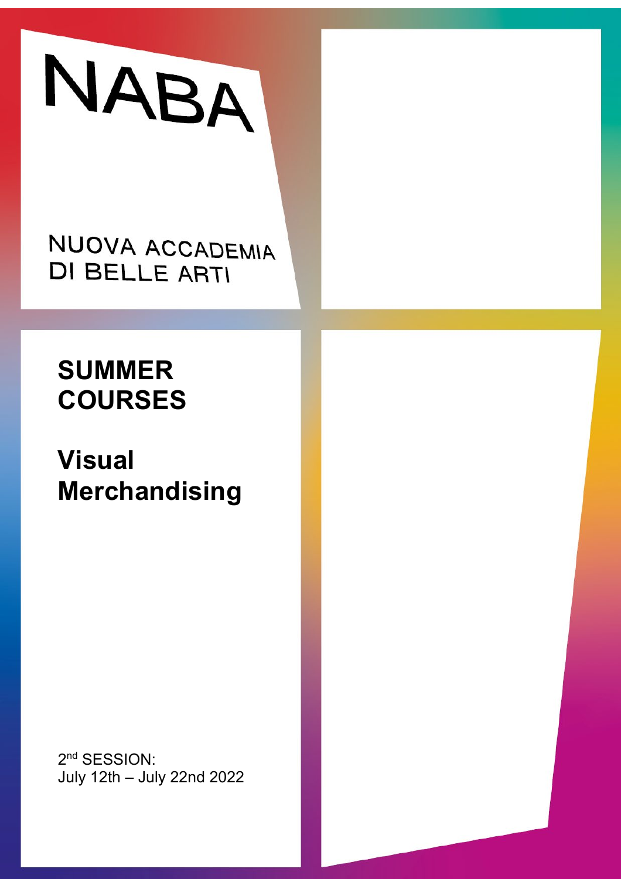NABA

NUOVA ACCADEMIA
DI BELLE ARTI

# SUMMER COURSES

# Visual Merchandising

2nd SESSION:
July 12th – July 22nd 2022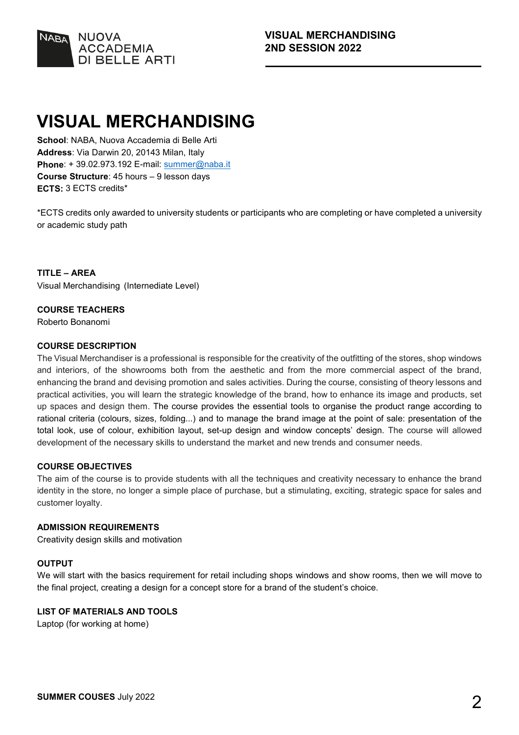# VISUAL MERCHANDISING

**School**: NABA, Nuova Accademia di Belle Arti
**Address**: Via Darwin 20, 20143 Milan, Italy
**Phone**: + 39.02.973.192 E-mail: summer@naba.it
**Course Structure**: 45 hours – 9 lesson days
**ECTS:** 3 ECTS credits*

*ECTS credits only awarded to university students or participants who are completing or have completed a university or academic study path

**TITLE – AREA**
Visual Merchandising (Internediate Level)

**COURSE TEACHERS**
Roberto Bonanomi

**COURSE DESCRIPTION**
The Visual Merchandiser is a professional is responsible for the creativity of the outfitting of the stores, shop windows and interiors, of the showrooms both from the aesthetic and from the more commercial aspect of the brand, enhancing the brand and devising promotion and sales activities. During the course, consisting of theory lessons and practical activities, you will learn the strategic knowledge of the brand, how to enhance its image and products, set up spaces and design them. The course provides the essential tools to organise the product range according to rational criteria (colours, sizes, folding...) and to manage the brand image at the point of sale: presentation of the total look, use of colour, exhibition layout, set-up design and window concepts' design. The course will allowed development of the necessary skills to understand the market and new trends and consumer needs.

**COURSE OBJECTIVES**
The aim of the course is to provide students with all the techniques and creativity necessary to enhance the brand identity in the store, no longer a simple place of purchase, but a stimulating, exciting, strategic space for sales and customer loyalty.

**ADMISSION REQUIREMENTS**
Creativity design skills and motivation

**OUTPUT**
We will start with the basics requirement for retail including shops windows and show rooms, then we will move to the final project, creating a design for a concept store for a brand of the student's choice.

**LIST OF MATERIALS AND TOOLS**
Laptop (for working at home)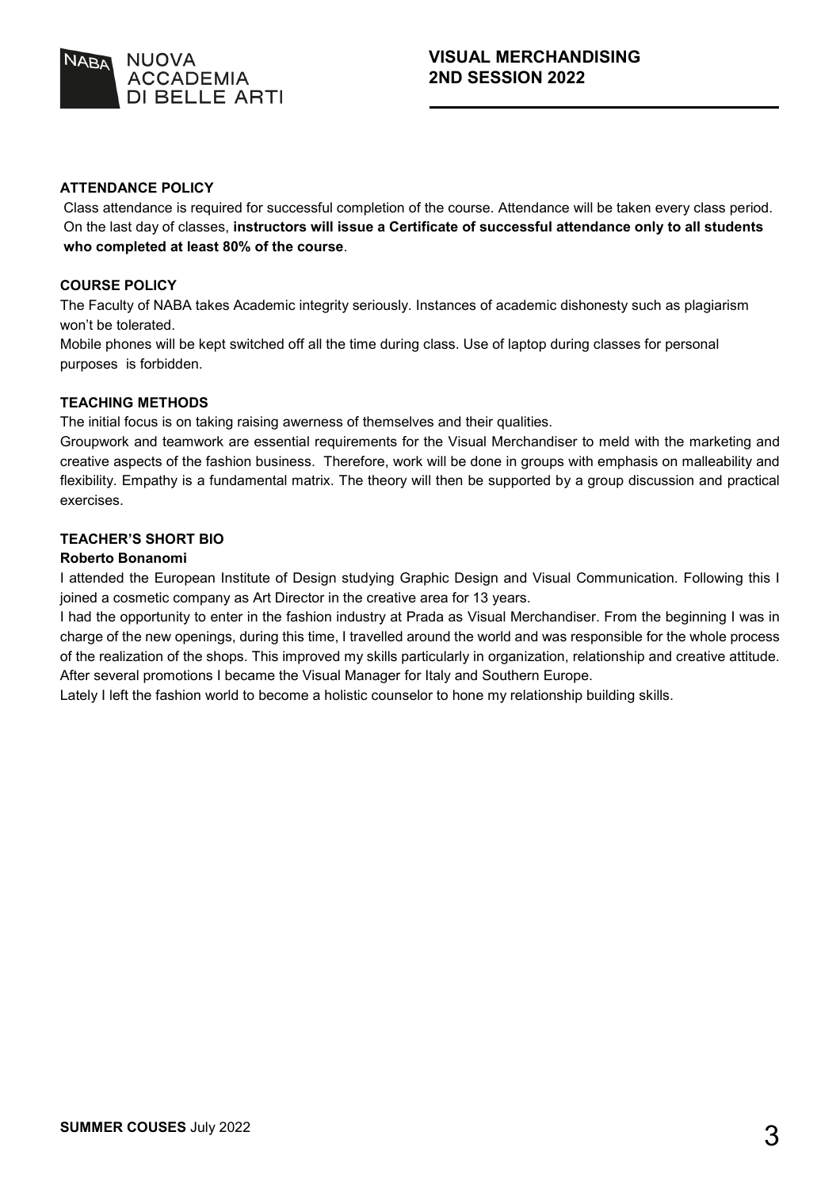## ATTENDANCE POLICY

Class attendance is required for successful completion of the course. Attendance will be taken every class period. On the last day of classes, **instructors will issue a Certificate of successful attendance only to all students who completed at least 80% of the course**.

## COURSE POLICY

The Faculty of NABA takes Academic integrity seriously. Instances of academic dishonesty such as plagiarism won't be tolerated.

Mobile phones will be kept switched off all the time during class. Use of laptop during classes for personal purposes is forbidden.

## TEACHING METHODS

The initial focus is on taking raising awerness of themselves and their qualities.

Groupwork and teamwork are essential requirements for the Visual Merchandiser to meld with the marketing and creative aspects of the fashion business. Therefore, work will be done in groups with emphasis on malleability and flexibility. Empathy is a fundamental matrix. The theory will then be supported by a group discussion and practical exercises.

## TEACHER'S SHORT BIO

**Roberto Bonanomi**

I attended the European Institute of Design studying Graphic Design and Visual Communication. Following this I joined a cosmetic company as Art Director in the creative area for 13 years.

I had the opportunity to enter in the fashion industry at Prada as Visual Merchandiser. From the beginning I was in charge of the new openings, during this time, I travelled around the world and was responsible for the whole process of the realization of the shops. This improved my skills particularly in organization, relationship and creative attitude. After several promotions I became the Visual Manager for Italy and Southern Europe.

Lately I left the fashion world to become a holistic counselor to hone my relationship building skills.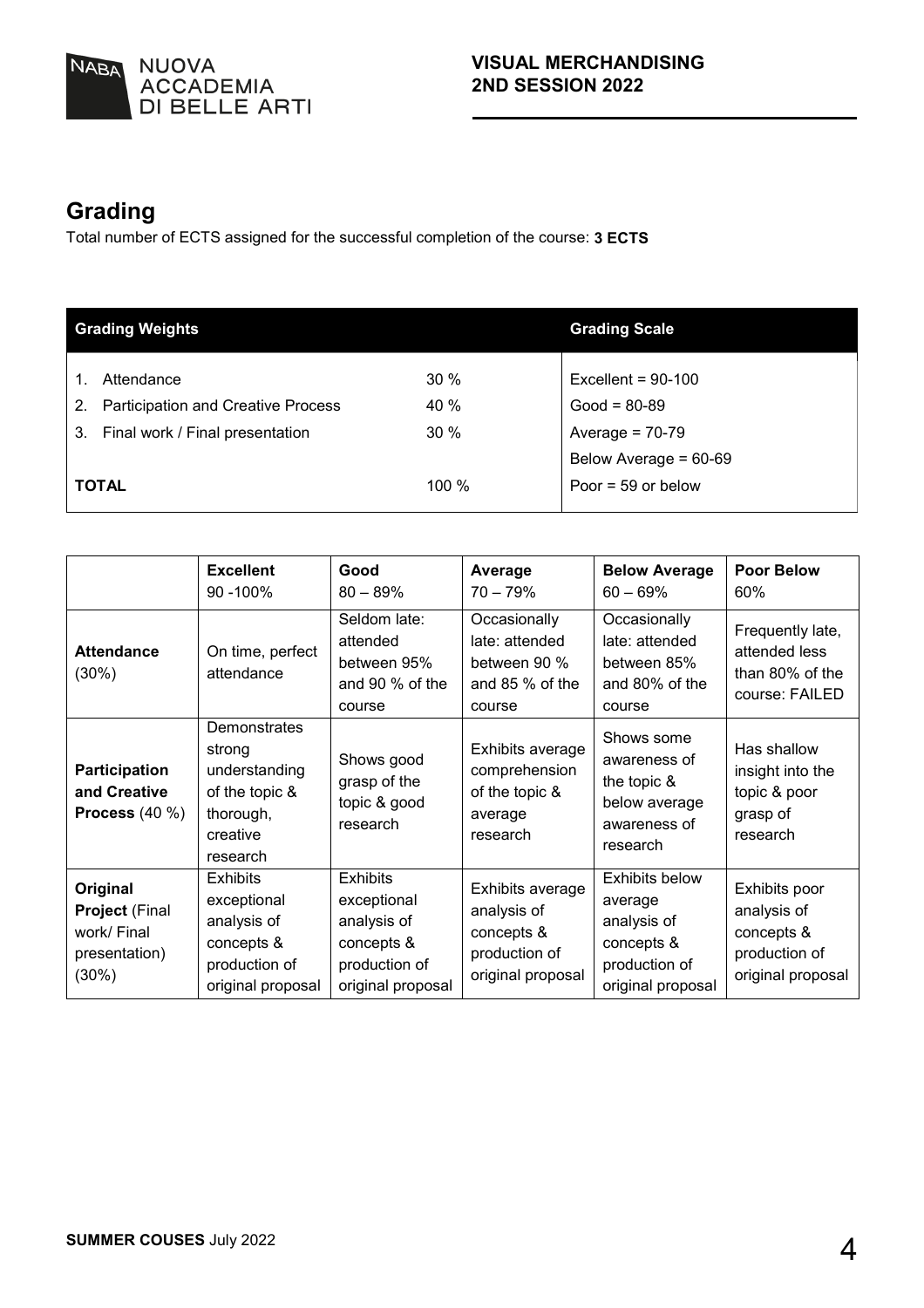## Grading

Total number of ECTS assigned for the successful completion of the course: **3 ECTS**

| Grading Weights | | Grading Scale |
|---|---|---|
| 1. Attendance | 30 % | Excellent = 90-100 |
| 2. Participation and Creative Process | 40 % | Good = 80-89 |
| 3. Final work / Final presentation | 30 % | Average = 70-79 |
| | | Below Average = 60-69 |
| **TOTAL** | 100 % | Poor = 59 or below |

| | **Excellent** 90 -100% | **Good** 80 – 89% | **Average** 70 – 79% | **Below Average** 60 – 69% | **Poor Below** 60% |
|---|---|---|---|---|---|
| **Attendance** (30%) | On time, perfect attendance | Seldom late: attended between 95% and 90 % of the course | Occasionally late: attended between 90 % and 85 % of the course | Occasionally late: attended between 85% and 80% of the course | Frequently late, attended less than 80% of the course: FAILED |
| **Participation and Creative Process** (40 %) | Demonstrates strong understanding of the topic & thorough, creative research | Shows good grasp of the topic & good research | Exhibits average comprehension of the topic & average research | Shows some awareness of the topic & below average awareness of research | Has shallow insight into the topic & poor grasp of research |
| **Original Project** (Final work/ Final presentation) (30%) | Exhibits exceptional analysis of concepts & production of original proposal | Exhibits exceptional analysis of concepts & production of original proposal | Exhibits average analysis of concepts & production of original proposal | Exhibits below average analysis of concepts & production of original proposal | Exhibits poor analysis of concepts & production of original proposal |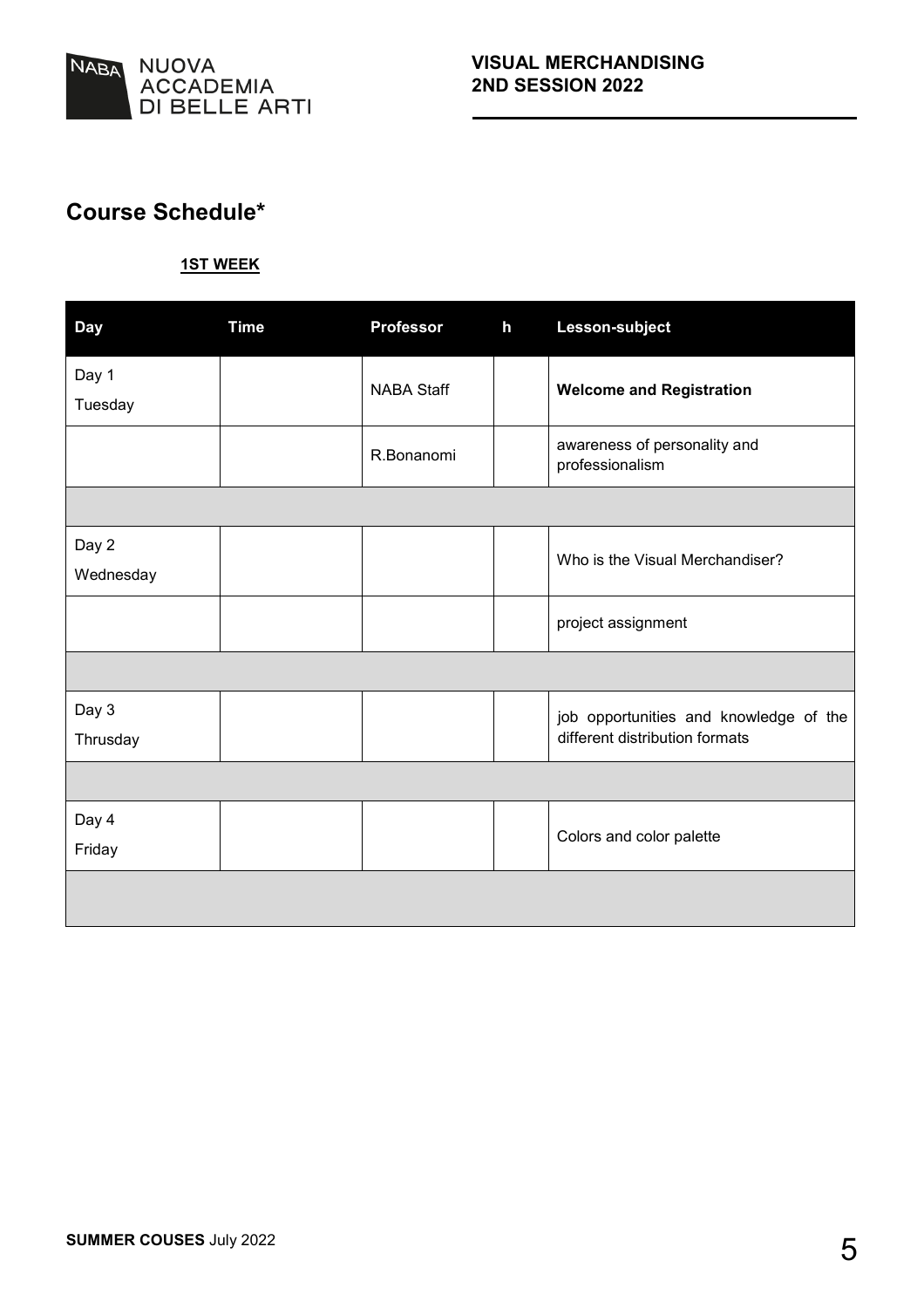## Course Schedule*

**1ST WEEK**

| Day | Time | Professor | h | Lesson-subject |
|---|---|---|---|---|
| Day 1 Tuesday | | NABA Staff | | **Welcome and Registration** |
| | | R.Bonanomi | | awareness of personality and professionalism |
| | | | | |
| Day 2 Wednesday | | | | Who is the Visual Merchandiser? |
| | | | | project assignment |
| | | | | |
| Day 3 Thrusday | | | | job opportunities and knowledge of the different distribution formats |
| | | | | |
| Day 4 Friday | | | | Colors and color palette |
| | | | | |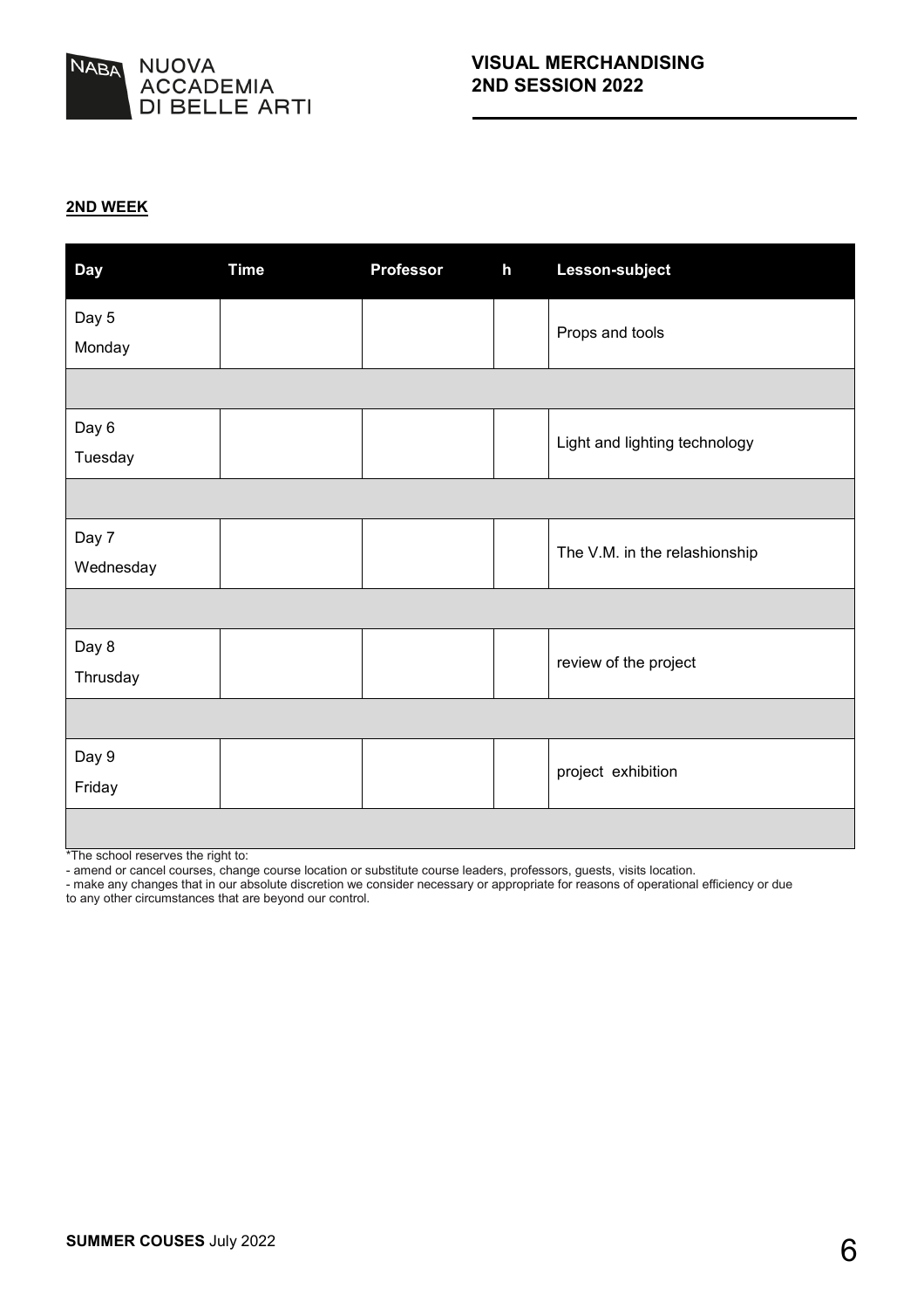## 2ND WEEK

| Day | Time | Professor | h | Lesson-subject |
|---|---|---|---|---|
| Day 5 Monday | | | | Props and tools |
| | | | | |
| Day 6 Tuesday | | | | Light and lighting technology |
| | | | | |
| Day 7 Wednesday | | | | The V.M. in the relashionship |
| | | | | |
| Day 8 Thrusday | | | | review of the project |
| | | | | |
| Day 9 Friday | | | | project exhibition |
| | | | | |

*The school reserves the right to:
- amend or cancel courses, change course location or substitute course leaders, professors, guests, visits location.
- make any changes that in our absolute discretion we consider necessary or appropriate for reasons of operational efficiency or due to any other circumstances that are beyond our control.